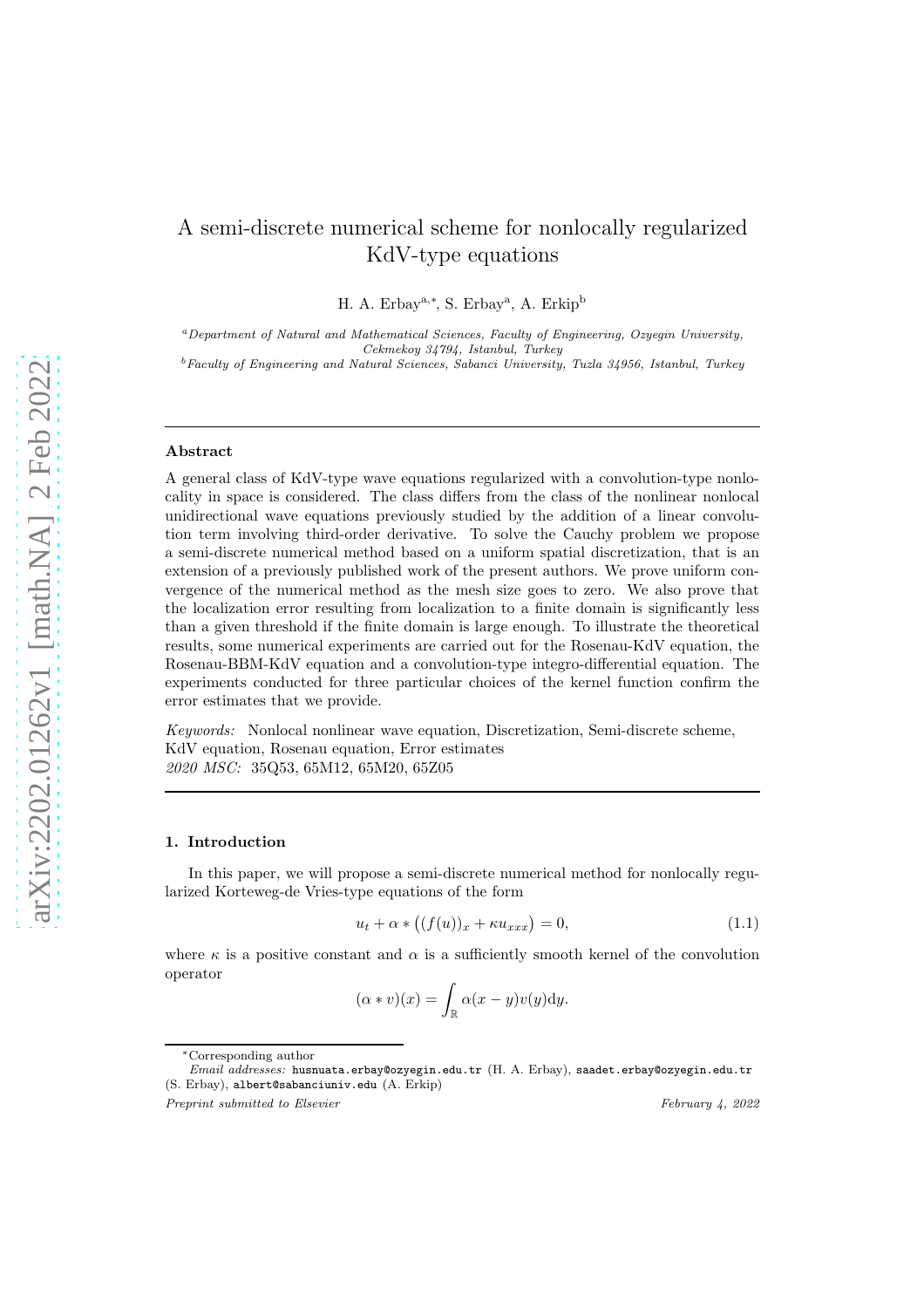# A semi-discrete numerical scheme for nonlocally regularized KdV-type equations

H. A. Erbay[a,*], S. Erbay[a], A. Erkip[b]

[a] *Department of Natural and Mathematical Sciences, Faculty of Engineering, Ozyegin University, Cekmekoy 34794, Istanbul, Turkey*

[b] *Faculty of Engineering and Natural Sciences, Sabanci University, Tuzla 34956, Istanbul, Turkey*

---

**Abstract**

A general class of KdV-type wave equations regularized with a convolution-type nonlocality in space is considered. The class differs from the class of the nonlinear nonlocal unidirectional wave equations previously studied by the addition of a linear convolution term involving third-order derivative. To solve the Cauchy problem we propose a semi-discrete numerical method based on a uniform spatial discretization, that is an extension of a previously published work of the present authors. We prove uniform convergence of the numerical method as the mesh size goes to zero. We also prove that the localization error resulting from localization to a finite domain is significantly less than a given threshold if the finite domain is large enough. To illustrate the theoretical results, some numerical experiments are carried out for the Rosenau-KdV equation, the Rosenau-BBM-KdV equation and a convolution-type integro-differential equation. The experiments conducted for three particular choices of the kernel function confirm the error estimates that we provide.

*Keywords:* Nonlocal nonlinear wave equation, Discretization, Semi-discrete scheme, KdV equation, Rosenau equation, Error estimates

*2020 MSC:* 35Q53, 65M12, 65M20, 65Z05

---

## 1. Introduction

In this paper, we will propose a semi-discrete numerical method for nonlocally regularized Korteweg-de Vries-type equations of the form

$$u_t + \alpha * \big((f(u))_x + \kappa u_{xxx}\big) = 0, \tag{1.1}$$

where $\kappa$ is a positive constant and $\alpha$ is a sufficiently smooth kernel of the convolution operator

$$(\alpha * v)(x) = \int_{\mathbb{R}} \alpha(x-y)v(y)\mathrm{d}y.$$

---

[*] Corresponding author

*Email addresses:* husnuata.erbay@ozyegin.edu.tr (H. A. Erbay), saadet.erbay@ozyegin.edu.tr (S. Erbay), albert@sabanciuniv.edu (A. Erkip)

*Preprint submitted to Elsevier* February 4, 2022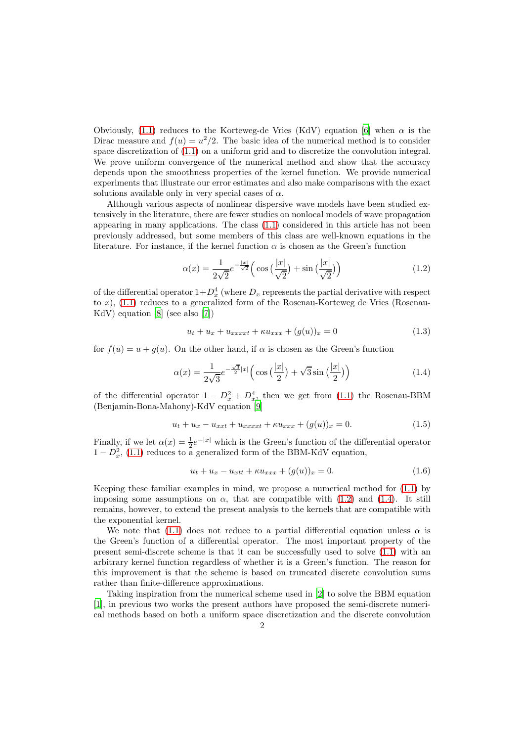Obviously, (1.1) reduces to the Korteweg-de Vries (KdV) equation [6] when $\alpha$ is the Dirac measure and $f(u) = u^2/2$. The basic idea of the numerical method is to consider space discretization of (1.1) on a uniform grid and to discretize the convolution integral. We prove uniform convergence of the numerical method and show that the accuracy depends upon the smoothness properties of the kernel function. We provide numerical experiments that illustrate our error estimates and also make comparisons with the exact solutions available only in very special cases of $\alpha$.

Although various aspects of nonlinear dispersive wave models have been studied extensively in the literature, there are fewer studies on nonlocal models of wave propagation appearing in many applications. The class (1.1) considered in this article has not been previously addressed, but some members of this class are well-known equations in the literature. For instance, if the kernel function $\alpha$ is chosen as the Green's function

$$\alpha(x) = \frac{1}{2\sqrt{2}} e^{-\frac{|x|}{\sqrt{2}}} \Big( \cos\big(\frac{|x|}{\sqrt{2}}\big) + \sin\big(\frac{|x|}{\sqrt{2}}\big)\Big) \tag{1.2}$$

of the differential operator $1+D_x^4$ (where $D_x$ represents the partial derivative with respect to $x$), (1.1) reduces to a generalized form of the Rosenau-Korteweg de Vries (Rosenau-KdV) equation [8] (see also [7])

$$u_t + u_x + u_{xxxxt} + \kappa u_{xxx} + (g(u))_x = 0 \tag{1.3}$$

for $f(u) = u + g(u)$. On the other hand, if $\alpha$ is chosen as the Green's function

$$\alpha(x) = \frac{1}{2\sqrt{3}} e^{-\frac{\sqrt{3}}{2}|x|} \Big( \cos\big(\frac{|x|}{2}\big) + \sqrt{3}\sin\big(\frac{|x|}{2}\big)\Big) \tag{1.4}$$

of the differential operator $1 - D_x^2 + D_x^4$, then we get from (1.1) the Rosenau-BBM (Benjamin-Bona-Mahony)-KdV equation [9]

$$u_t + u_x - u_{xxt} + u_{xxxxt} + \kappa u_{xxx} + (g(u))_x = 0. \tag{1.5}$$

Finally, if we let $\alpha(x) = \frac{1}{2}e^{-|x|}$ which is the Green's function of the differential operator $1 - D_x^2$, (1.1) reduces to a generalized form of the BBM-KdV equation,

$$u_t + u_x - u_{xtt} + \kappa u_{xxx} + (g(u))_x = 0. \tag{1.6}$$

Keeping these familiar examples in mind, we propose a numerical method for (1.1) by imposing some assumptions on $\alpha$, that are compatible with (1.2) and (1.4). It still remains, however, to extend the present analysis to the kernels that are compatible with the exponential kernel.

We note that (1.1) does not reduce to a partial differential equation unless $\alpha$ is the Green's function of a differential operator. The most important property of the present semi-discrete scheme is that it can be successfully used to solve (1.1) with an arbitrary kernel function regardless of whether it is a Green's function. The reason for this improvement is that the scheme is based on truncated discrete convolution sums rather than finite-difference approximations.

Taking inspiration from the numerical scheme used in [2] to solve the BBM equation [1], in previous two works the present authors have proposed the semi-discrete numerical methods based on both a uniform space discretization and the discrete convolution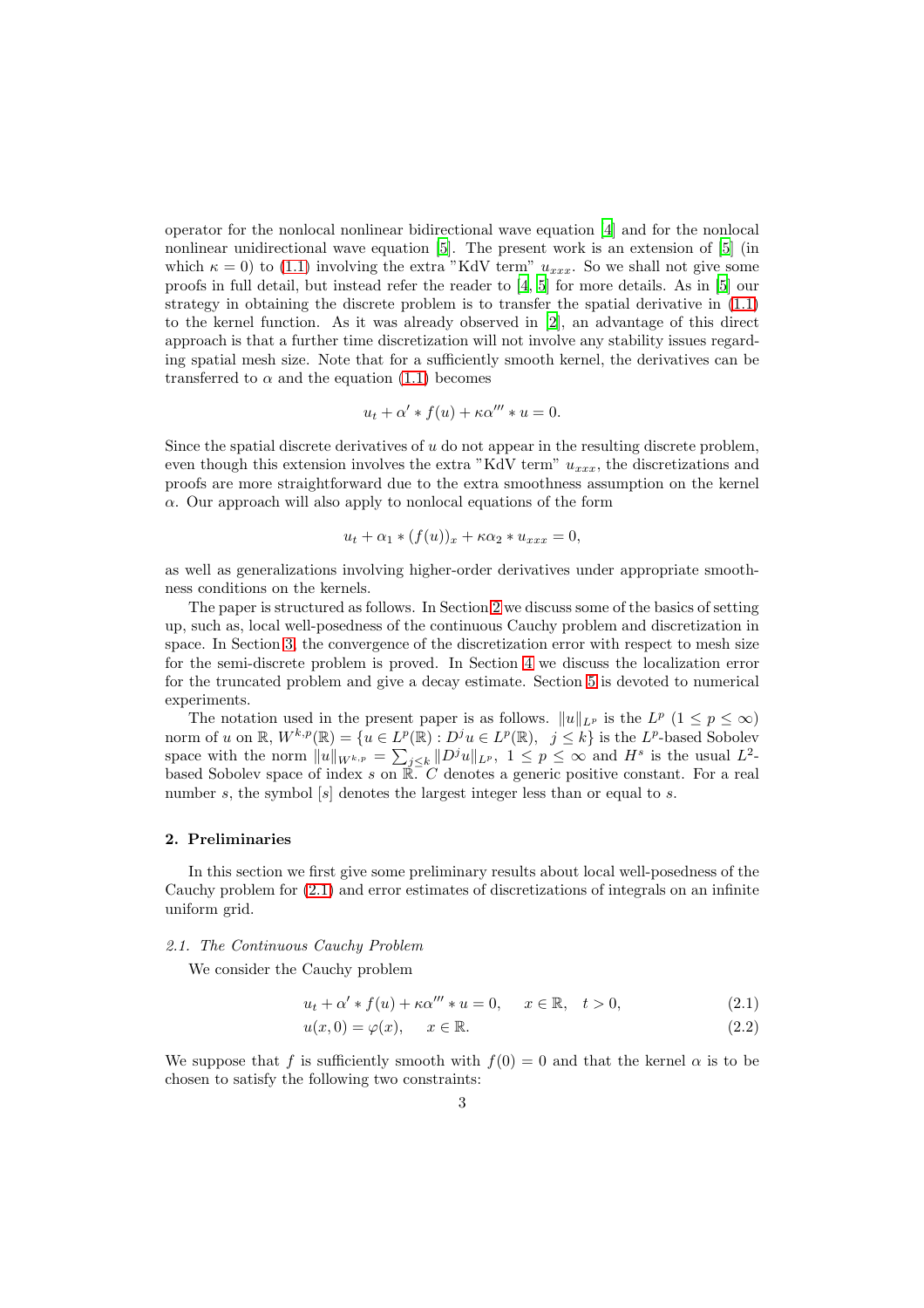operator for the nonlocal nonlinear bidirectional wave equation [4] and for the nonlocal nonlinear unidirectional wave equation [5]. The present work is an extension of [5] (in which $\kappa = 0$) to (1.1) involving the extra "KdV term" $u_{xxx}$. So we shall not give some proofs in full detail, but instead refer the reader to [4, 5] for more details. As in [5] our strategy in obtaining the discrete problem is to transfer the spatial derivative in (1.1) to the kernel function. As it was already observed in [2], an advantage of this direct approach is that a further time discretization will not involve any stability issues regarding spatial mesh size. Note that for a sufficiently smooth kernel, the derivatives can be transferred to $\alpha$ and the equation (1.1) becomes

$$u_t + \alpha' * f(u) + \kappa\alpha''' * u = 0.$$

Since the spatial discrete derivatives of $u$ do not appear in the resulting discrete problem, even though this extension involves the extra "KdV term" $u_{xxx}$, the discretizations and proofs are more straightforward due to the extra smoothness assumption on the kernel $\alpha$. Our approach will also apply to nonlocal equations of the form

$$u_t + \alpha_1 * (f(u))_x + \kappa\alpha_2 * u_{xxx} = 0,$$

as well as generalizations involving higher-order derivatives under appropriate smoothness conditions on the kernels.

The paper is structured as follows. In Section 2 we discuss some of the basics of setting up, such as, local well-posedness of the continuous Cauchy problem and discretization in space. In Section 3 the convergence of the discretization error with respect to mesh size for the semi-discrete problem is proved. In Section 4 we discuss the localization error for the truncated problem and give a decay estimate. Section 5 is devoted to numerical experiments.

The notation used in the present paper is as follows. $\|u\|_{L^p}$ is the $L^p$ $(1 \le p \le \infty)$ norm of $u$ on $\mathbb{R}$, $W^{k,p}(\mathbb{R}) = \{u \in L^p(\mathbb{R}) : D^j u \in L^p(\mathbb{R}), \ \ j \le k\}$ is the $L^p$-based Sobolev space with the norm $\|u\|_{W^{k,p}} = \sum_{j\le k} \|D^j u\|_{L^p}$, $1 \le p \le \infty$ and $H^s$ is the usual $L^2$-based Sobolev space of index $s$ on $\mathbb{R}$. $C$ denotes a generic positive constant. For a real number $s$, the symbol $[s]$ denotes the largest integer less than or equal to $s$.

## 2. Preliminaries

In this section we first give some preliminary results about local well-posedness of the Cauchy problem for (2.1) and error estimates of discretizations of integrals on an infinite uniform grid.

### *2.1. The Continuous Cauchy Problem*

We consider the Cauchy problem

$$u_t + \alpha' * f(u) + \kappa\alpha''' * u = 0, \qquad x \in \mathbb{R}, \quad t > 0, \tag{2.1}$$

$$u(x, 0) = \varphi(x), \qquad x \in \mathbb{R}. \tag{2.2}$$

We suppose that $f$ is sufficiently smooth with $f(0) = 0$ and that the kernel $\alpha$ is to be chosen to satisfy the following two constraints: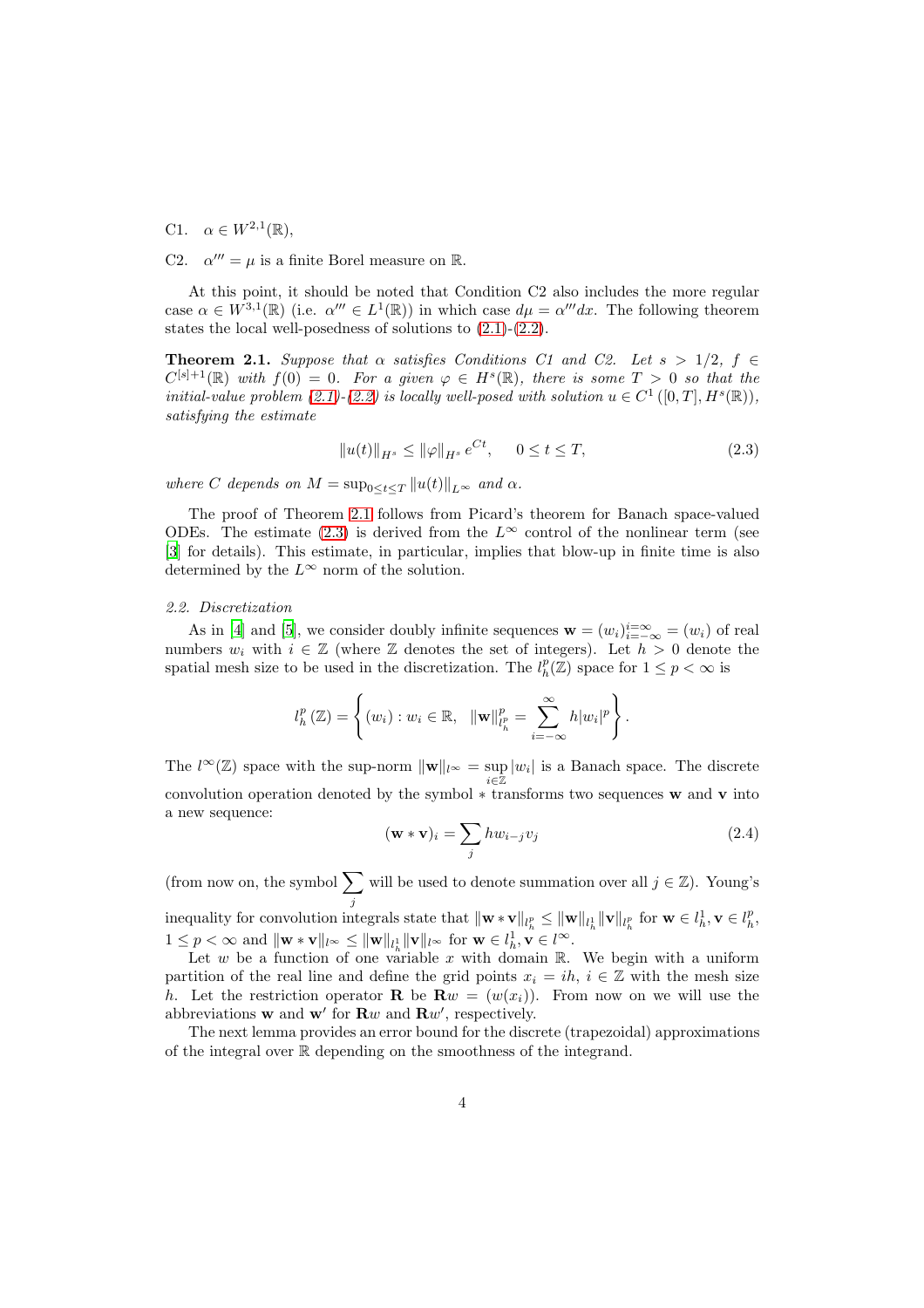C1. $\alpha \in W^{2,1}(\mathbb{R})$,

C2. $\alpha''' = \mu$ is a finite Borel measure on $\mathbb{R}$.

At this point, it should be noted that Condition C2 also includes the more regular case $\alpha \in W^{3,1}(\mathbb{R})$ (i.e. $\alpha''' \in L^1(\mathbb{R})$) in which case $d\mu = \alpha''' dx$. The following theorem states the local well-posedness of solutions to (2.1)-(2.2).

**Theorem 2.1.** *Suppose that $\alpha$ satisfies Conditions C1 and C2. Let $s > 1/2$, $f \in C^{[s]+1}(\mathbb{R})$ with $f(0) = 0$. For a given $\varphi \in H^s(\mathbb{R})$, there is some $T > 0$ so that the initial-value problem (2.1)-(2.2) is locally well-posed with solution $u \in C^1([0,T], H^s(\mathbb{R}))$, satisfying the estimate*

$$\|u(t)\|_{H^s} \leq \|\varphi\|_{H^s} e^{Ct}, \qquad 0 \leq t \leq T, \tag{2.3}$$

*where $C$ depends on $M = \sup_{0 \leq t \leq T} \|u(t)\|_{L^\infty}$ and $\alpha$.*

The proof of Theorem 2.1 follows from Picard's theorem for Banach space-valued ODEs. The estimate (2.3) is derived from the $L^\infty$ control of the nonlinear term (see [3] for details). This estimate, in particular, implies that blow-up in finite time is also determined by the $L^\infty$ norm of the solution.

*2.2. Discretization*

As in [4] and [5], we consider doubly infinite sequences $\mathbf{w} = (w_i)_{i=-\infty}^{i=\infty} = (w_i)$ of real numbers $w_i$ with $i \in \mathbb{Z}$ (where $\mathbb{Z}$ denotes the set of integers). Let $h > 0$ denote the spatial mesh size to be used in the discretization. The $l_h^p(\mathbb{Z})$ space for $1 \leq p < \infty$ is

$$l_h^p(\mathbb{Z}) = \left\{ (w_i) : w_i \in \mathbb{R}, \quad \|\mathbf{w}\|_{l_h^p}^p = \sum_{i=-\infty}^{\infty} h|w_i|^p \right\}.$$

The $l^\infty(\mathbb{Z})$ space with the sup-norm $\|\mathbf{w}\|_{l^\infty} = \sup_{i\in\mathbb{Z}} |w_i|$ is a Banach space. The discrete convolution operation denoted by the symbol $*$ transforms two sequences $\mathbf{w}$ and $\mathbf{v}$ into a new sequence:

$$(\mathbf{w} * \mathbf{v})_i = \sum_j h w_{i-j} v_j \tag{2.4}$$

(from now on, the symbol $\sum_j$ will be used to denote summation over all $j \in \mathbb{Z}$). Young's inequality for convolution integrals state that $\|\mathbf{w} * \mathbf{v}\|_{l_h^p} \leq \|\mathbf{w}\|_{l_h^1} \|\mathbf{v}\|_{l_h^p}$ for $\mathbf{w} \in l_h^1, \mathbf{v} \in l_h^p$, $1 \leq p < \infty$ and $\|\mathbf{w} * \mathbf{v}\|_{l^\infty} \leq \|\mathbf{w}\|_{l_h^1} \|\mathbf{v}\|_{l^\infty}$ for $\mathbf{w} \in l_h^1, \mathbf{v} \in l^\infty$.

Let $w$ be a function of one variable $x$ with domain $\mathbb{R}$. We begin with a uniform partition of the real line and define the grid points $x_i = ih$, $i \in \mathbb{Z}$ with the mesh size $h$. Let the restriction operator $\mathbf{R}$ be $\mathbf{R}w = (w(x_i))$. From now on we will use the abbreviations $\mathbf{w}$ and $\mathbf{w}'$ for $\mathbf{R}w$ and $\mathbf{R}w'$, respectively.

The next lemma provides an error bound for the discrete (trapezoidal) approximations of the integral over $\mathbb{R}$ depending on the smoothness of the integrand.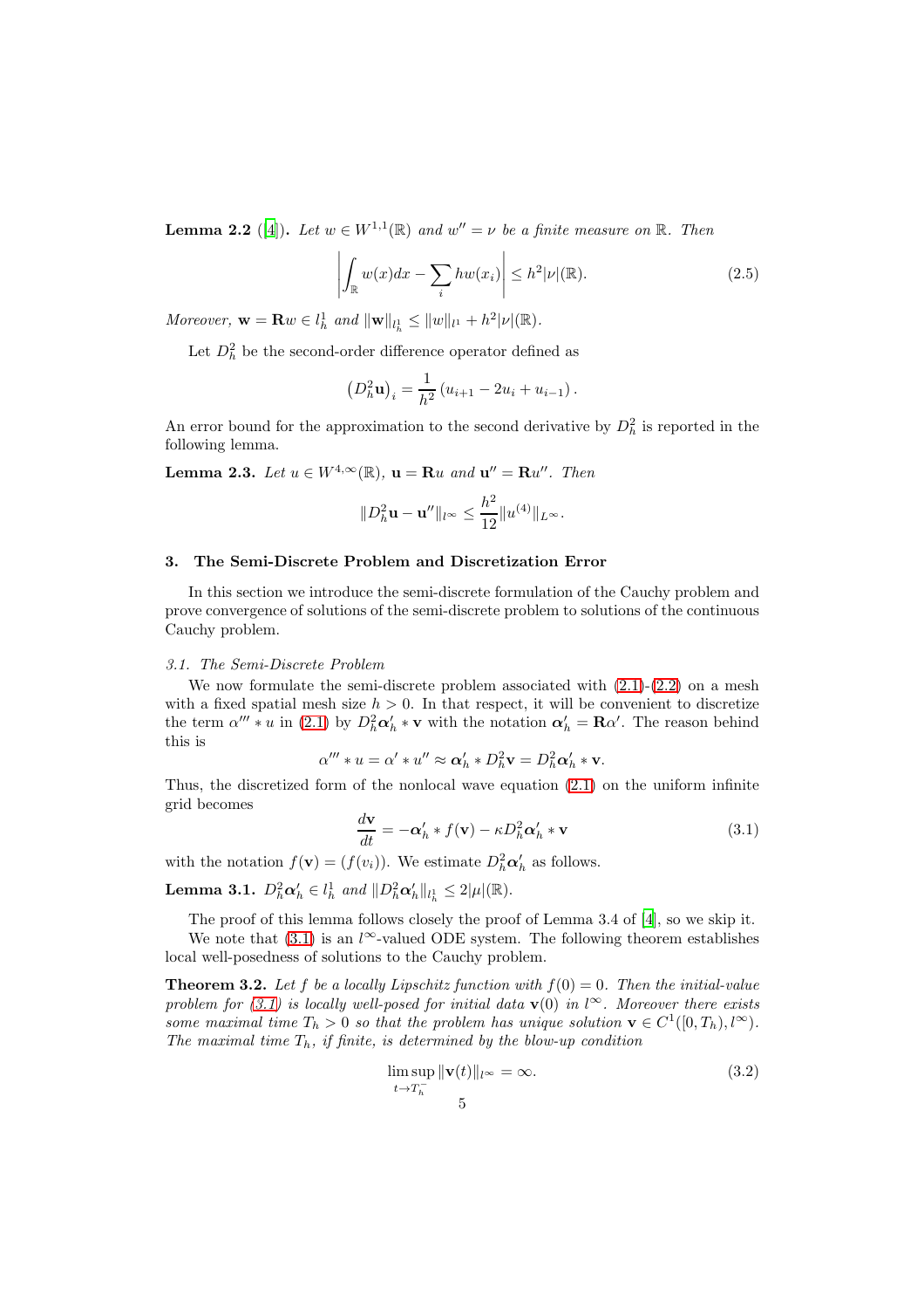**Lemma 2.2** ([4]). *Let $w \in W^{1,1}(\mathbb{R})$ and $w'' = \nu$ be a finite measure on $\mathbb{R}$. Then*

$$\left| \int_{\mathbb{R}} w(x)dx - \sum_i hw(x_i) \right| \leq h^2 |\nu|(\mathbb{R}). \tag{2.5}$$

*Moreover,* $\mathbf{w} = \mathbf{R}w \in l_h^1$ *and* $\|\mathbf{w}\|_{l_h^1} \leq \|w\|_{l^1} + h^2|\nu|(\mathbb{R})$.

Let $D_h^2$ be the second-order difference operator defined as

$$\left(D_h^2 \mathbf{u}\right)_i = \frac{1}{h^2}\left(u_{i+1} - 2u_i + u_{i-1}\right).$$

An error bound for the approximation to the second derivative by $D_h^2$ is reported in the following lemma.

**Lemma 2.3.** *Let $u \in W^{4,\infty}(\mathbb{R})$, $\mathbf{u} = \mathbf{R}u$ and $\mathbf{u}'' = \mathbf{R}u''$. Then*

$$\|D_h^2 \mathbf{u} - \mathbf{u}''\|_{l^\infty} \leq \frac{h^2}{12}\|u^{(4)}\|_{L^\infty}.$$

## 3. The Semi-Discrete Problem and Discretization Error

In this section we introduce the semi-discrete formulation of the Cauchy problem and prove convergence of solutions of the semi-discrete problem to solutions of the continuous Cauchy problem.

### 3.1. The Semi-Discrete Problem

We now formulate the semi-discrete problem associated with (2.1)-(2.2) on a mesh with a fixed spatial mesh size $h > 0$. In that respect, it will be convenient to discretize the term $\alpha''' * u$ in (2.1) by $D_h^2 \boldsymbol{\alpha}_h' * \mathbf{v}$ with the notation $\boldsymbol{\alpha}_h' = \mathbf{R}\alpha'$. The reason behind this is

$$\alpha''' * u = \alpha' * u'' \approx \boldsymbol{\alpha}_h' * D_h^2 \mathbf{v} = D_h^2 \boldsymbol{\alpha}_h' * \mathbf{v}.$$

Thus, the discretized form of the nonlocal wave equation (2.1) on the uniform infinite grid becomes

$$\frac{d\mathbf{v}}{dt} = -\boldsymbol{\alpha}_h' * f(\mathbf{v}) - \kappa D_h^2 \boldsymbol{\alpha}_h' * \mathbf{v} \tag{3.1}$$

with the notation $f(\mathbf{v}) = (f(v_i))$. We estimate $D_h^2 \boldsymbol{\alpha}_h'$ as follows.

**Lemma 3.1.** $D_h^2 \boldsymbol{\alpha}_h' \in l_h^1$ *and* $\|D_h^2 \boldsymbol{\alpha}_h'\|_{l_h^1} \leq 2|\mu|(\mathbb{R})$.

The proof of this lemma follows closely the proof of Lemma 3.4 of [4], so we skip it.

We note that (3.1) is an $l^\infty$-valued ODE system. The following theorem establishes local well-posedness of solutions to the Cauchy problem.

**Theorem 3.2.** *Let $f$ be a locally Lipschitz function with $f(0) = 0$. Then the initial-value problem for (3.1) is locally well-posed for initial data $\mathbf{v}(0)$ in $l^\infty$. Moreover there exists some maximal time $T_h > 0$ so that the problem has unique solution $\mathbf{v} \in C^1([0, T_h), l^\infty)$. The maximal time $T_h$, if finite, is determined by the blow-up condition*

$$\limsup_{t \to T_h^-} \|\mathbf{v}(t)\|_{l^\infty} = \infty. \tag{3.2}$$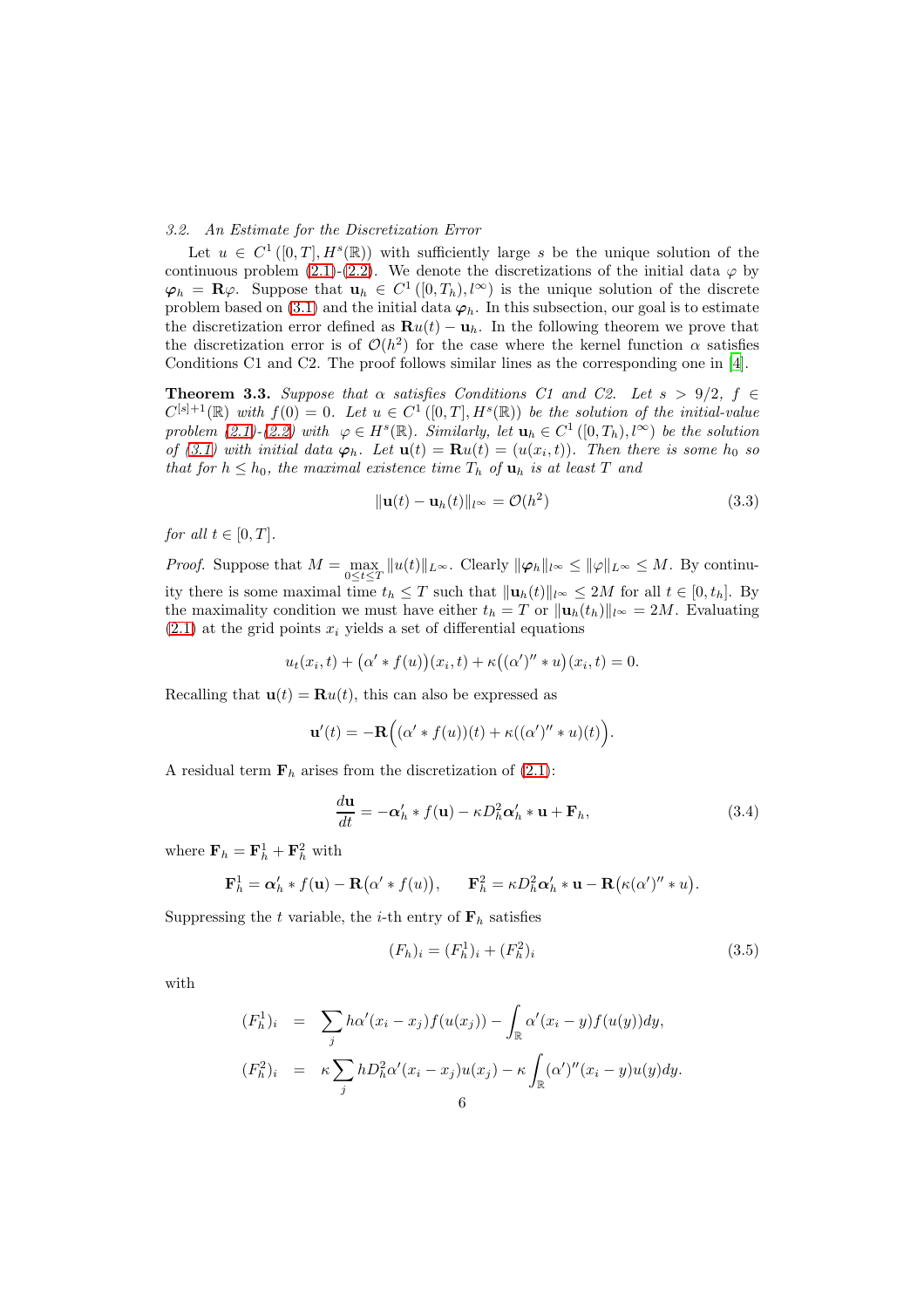### 3.2. An Estimate for the Discretization Error

Let $u \in C^1([0,T], H^s(\mathbb{R}))$ with sufficiently large $s$ be the unique solution of the continuous problem (2.1)-(2.2). We denote the discretizations of the initial data $\varphi$ by $\boldsymbol{\varphi}_h = \mathbf{R}\varphi$. Suppose that $\mathbf{u}_h \in C^1([0,T_h), l^\infty)$ is the unique solution of the discrete problem based on (3.1) and the initial data $\boldsymbol{\varphi}_h$. In this subsection, our goal is to estimate the discretization error defined as $\mathbf{R}u(t) - \mathbf{u}_h$. In the following theorem we prove that the discretization error is of $\mathcal{O}(h^2)$ for the case where the kernel function $\alpha$ satisfies Conditions C1 and C2. The proof follows similar lines as the corresponding one in [4].

**Theorem 3.3.** *Suppose that $\alpha$ satisfies Conditions C1 and C2. Let $s > 9/2$, $f \in C^{[s]+1}(\mathbb{R})$ with $f(0) = 0$. Let $u \in C^1([0,T], H^s(\mathbb{R}))$ be the solution of the initial-value problem (2.1)-(2.2) with $\varphi \in H^s(\mathbb{R})$. Similarly, let $\mathbf{u}_h \in C^1([0,T_h), l^\infty)$ be the solution of (3.1) with initial data $\boldsymbol{\varphi}_h$. Let $\mathbf{u}(t) = \mathbf{R}u(t) = (u(x_i,t))$. Then there is some $h_0$ so that for $h \le h_0$, the maximal existence time $T_h$ of $\mathbf{u}_h$ is at least $T$ and*

$$\|\mathbf{u}(t) - \mathbf{u}_h(t)\|_{l^\infty} = \mathcal{O}(h^2) \tag{3.3}$$

*for all $t \in [0,T]$.*

*Proof.* Suppose that $M = \max_{0 \le t \le T} \|u(t)\|_{L^\infty}$. Clearly $\|\boldsymbol{\varphi}_h\|_{l^\infty} \le \|\varphi\|_{L^\infty} \le M$. By continuity there is some maximal time $t_h \le T$ such that $\|\mathbf{u}_h(t)\|_{l^\infty} \le 2M$ for all $t \in [0, t_h]$. By the maximality condition we must have either $t_h = T$ or $\|\mathbf{u}_h(t_h)\|_{l^\infty} = 2M$. Evaluating (2.1) at the grid points $x_i$ yields a set of differential equations

$$u_t(x_i,t) + \big(\alpha' * f(u)\big)(x_i,t) + \kappa\big((\alpha')'' * u\big)(x_i,t) = 0.$$

Recalling that $\mathbf{u}(t) = \mathbf{R}u(t)$, this can also be expressed as

$$\mathbf{u}'(t) = -\mathbf{R}\Big((\alpha' * f(u))(t) + \kappa((\alpha')'' * u)(t)\Big).$$

A residual term $\mathbf{F}_h$ arises from the discretization of (2.1):

$$\frac{d\mathbf{u}}{dt} = -\boldsymbol{\alpha}_h' * f(\mathbf{u}) - \kappa D_h^2 \boldsymbol{\alpha}_h' * \mathbf{u} + \mathbf{F}_h, \tag{3.4}$$

where $\mathbf{F}_h = \mathbf{F}_h^1 + \mathbf{F}_h^2$ with

$$\mathbf{F}_h^1 = \boldsymbol{\alpha}_h' * f(\mathbf{u}) - \mathbf{R}\big(\alpha' * f(u)\big), \qquad \mathbf{F}_h^2 = \kappa D_h^2 \boldsymbol{\alpha}_h' * \mathbf{u} - \mathbf{R}\big(\kappa(\alpha')'' * u\big).$$

Suppressing the $t$ variable, the $i$-th entry of $\mathbf{F}_h$ satisfies

$$(F_h)_i = (F_h^1)_i + (F_h^2)_i \tag{3.5}$$

with

$$\begin{aligned}
(F_h^1)_i &= \sum_j h\alpha'(x_i - x_j) f(u(x_j)) - \int_{\mathbb{R}} \alpha'(x_i - y) f(u(y))dy, \\
(F_h^2)_i &= \kappa \sum_j h D_h^2 \alpha'(x_i - x_j) u(x_j) - \kappa \int_{\mathbb{R}} (\alpha')''(x_i - y) u(y)dy.
\end{aligned}$$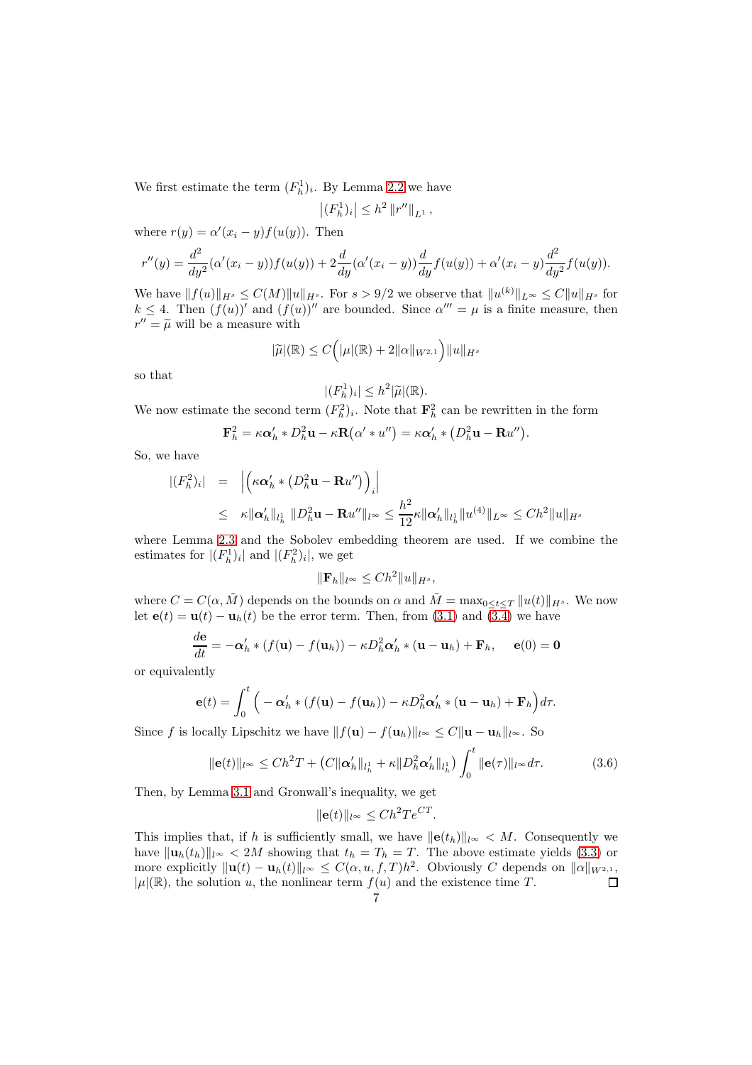We first estimate the term $(F_h^1)_i$. By Lemma 2.2 we have

$$\left|(F_h^1)_i\right| \leq h^2 \left\|r''\right\|_{L^1},$$

where $r(y) = \alpha'(x_i - y)f(u(y))$. Then

$$r''(y) = \frac{d^2}{dy^2}(\alpha'(x_i - y))f(u(y)) + 2\frac{d}{dy}(\alpha'(x_i - y))\frac{d}{dy}f(u(y)) + \alpha'(x_i - y)\frac{d^2}{dy^2}f(u(y)).$$

We have $\|f(u)\|_{H^s} \leq C(M)\|u\|_{H^s}$. For $s > 9/2$ we observe that $\|u^{(k)}\|_{L^\infty} \leq C\|u\|_{H^s}$ for $k \leq 4$. Then $(f(u))'$ and $(f(u))''$ are bounded. Since $\alpha''' = \mu$ is a finite measure, then $r'' = \widetilde{\mu}$ will be a measure with

$$|\widetilde{\mu}|(\mathbb{R}) \leq C\Big(|\mu|(\mathbb{R}) + 2\|\alpha\|_{W^{2,1}}\Big)\|u\|_{H^s}$$

so that

$$|(F_h^1)_i| \leq h^2|\widetilde{\mu}|(\mathbb{R}).$$

We now estimate the second term $(F_h^2)_i$. Note that $\mathbf{F}_h^2$ can be rewritten in the form

$$\mathbf{F}_h^2 = \kappa\boldsymbol{\alpha}_h' * D_h^2\mathbf{u} - \kappa\mathbf{R}\big(\alpha' * u''\big) = \kappa\boldsymbol{\alpha}_h' * \big(D_h^2\mathbf{u} - \mathbf{R}u''\big).$$

So, we have

$$\begin{aligned}
|(F_h^2)_i| &= \left|\Big(\kappa\boldsymbol{\alpha}_h' * \big(D_h^2\mathbf{u} - \mathbf{R}u''\big)\Big)_i\right| \\
&\leq \kappa\|\boldsymbol{\alpha}_h'\|_{l_h^1}\, \|D_h^2\mathbf{u} - \mathbf{R}u''\|_{l^\infty} \leq \frac{h^2}{12}\kappa\|\boldsymbol{\alpha}_h'\|_{l_h^1}\|u^{(4)}\|_{L^\infty} \leq Ch^2\|u\|_{H^s}
\end{aligned}$$

where Lemma 2.3 and the Sobolev embedding theorem are used. If we combine the estimates for $|(F_h^1)_i|$ and $|(F_h^2)_i|$, we get

$$\|\mathbf{F}_h\|_{l^\infty} \leq Ch^2\|u\|_{H^s},$$

where $C = C(\alpha, \tilde{M})$ depends on the bounds on $\alpha$ and $\tilde{M} = \max_{0\leq t\leq T}\|u(t)\|_{H^s}$. We now let $\mathbf{e}(t) = \mathbf{u}(t) - \mathbf{u}_h(t)$ be the error term. Then, from (3.1) and (3.4) we have

$$\frac{d\mathbf{e}}{dt} = -\boldsymbol{\alpha}_h' * (f(\mathbf{u}) - f(\mathbf{u}_h)) - \kappa D_h^2\boldsymbol{\alpha}_h' * (\mathbf{u} - \mathbf{u}_h) + \mathbf{F}_h, \quad \mathbf{e}(0) = \mathbf{0}$$

or equivalently

$$\mathbf{e}(t) = \int_0^t \Big(-\boldsymbol{\alpha}_h' * (f(\mathbf{u}) - f(\mathbf{u}_h)) - \kappa D_h^2\boldsymbol{\alpha}_h' * (\mathbf{u} - \mathbf{u}_h) + \mathbf{F}_h\Big)d\tau.$$

Since $f$ is locally Lipschitz we have $\|f(\mathbf{u}) - f(\mathbf{u}_h)\|_{l^\infty} \leq C\|\mathbf{u} - \mathbf{u}_h\|_{l^\infty}$. So

$$\|\mathbf{e}(t)\|_{l^\infty} \leq Ch^2T + \big(C\|\boldsymbol{\alpha}_h'\|_{l_h^1} + \kappa\|D_h^2\boldsymbol{\alpha}_h'\|_{l_h^1}\big)\int_0^t \|\mathbf{e}(\tau)\|_{l^\infty}d\tau. \tag{3.6}$$

Then, by Lemma 3.1 and Gronwall's inequality, we get

$$\|\mathbf{e}(t)\|_{l^\infty} \leq Ch^2Te^{CT}.$$

This implies that, if $h$ is sufficiently small, we have $\|\mathbf{e}(t_h)\|_{l^\infty} < M$. Consequently we have $\|\mathbf{u}_h(t_h)\|_{l^\infty} < 2M$ showing that $t_h = T_h = T$. The above estimate yields (3.3) or more explicitly $\|\mathbf{u}(t) - \mathbf{u}_h(t)\|_{l^\infty} \leq C(\alpha, u, f, T)h^2$. Obviously $C$ depends on $\|\alpha\|_{W^{2,1}}$, $|\mu|(\mathbb{R})$, the solution $u$, the nonlinear term $f(u)$ and the existence time $T$. □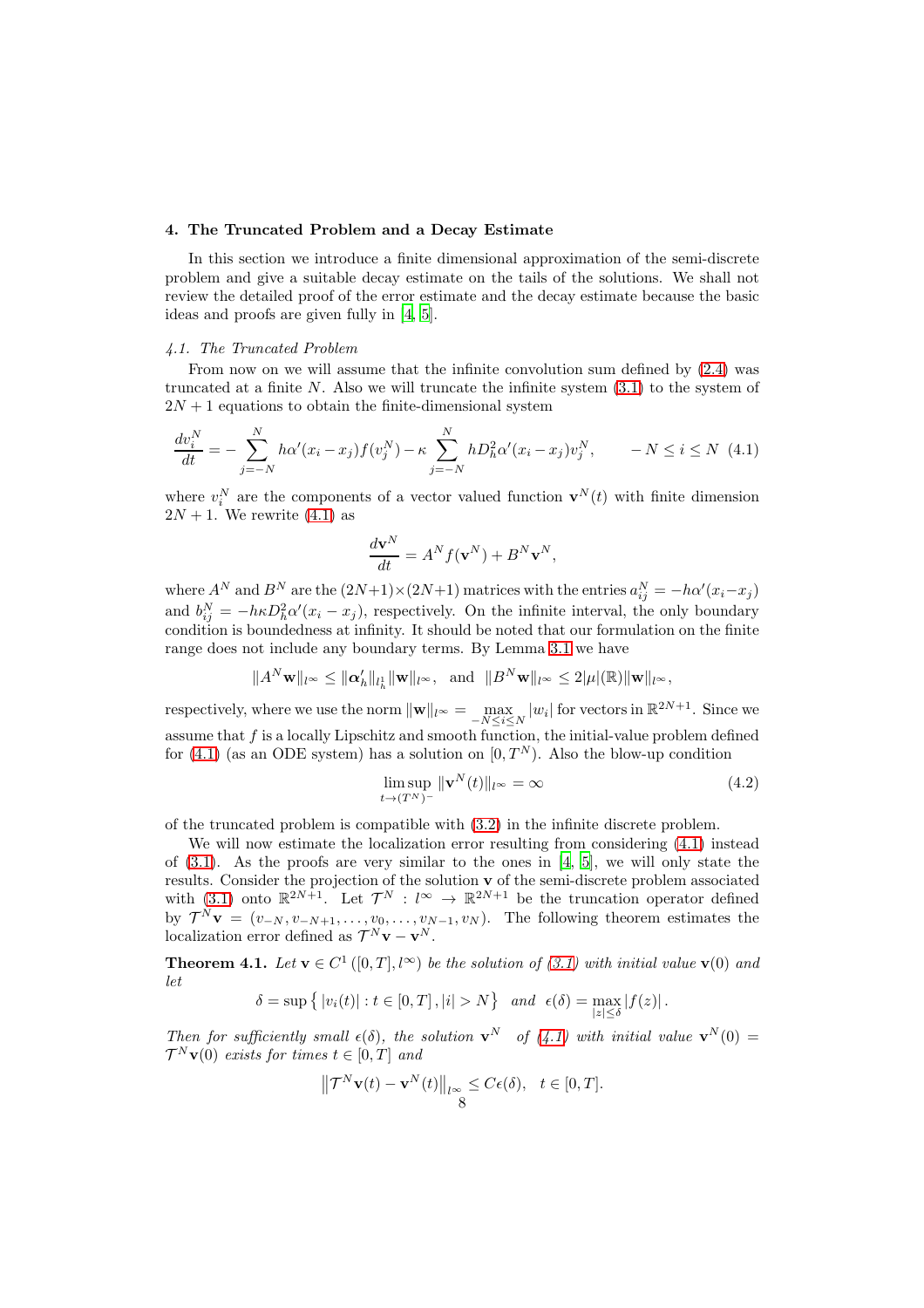## 4. The Truncated Problem and a Decay Estimate

In this section we introduce a finite dimensional approximation of the semi-discrete problem and give a suitable decay estimate on the tails of the solutions. We shall not review the detailed proof of the error estimate and the decay estimate because the basic ideas and proofs are given fully in [4, 5].

### 4.1. The Truncated Problem

From now on we will assume that the infinite convolution sum defined by (2.4) was truncated at a finite $N$. Also we will truncate the infinite system (3.1) to the system of $2N+1$ equations to obtain the finite-dimensional system

$$\frac{dv_i^N}{dt} = -\sum_{j=-N}^{N} h\alpha'(x_i - x_j) f(v_j^N) - \kappa \sum_{j=-N}^{N} hD_h^2 \alpha'(x_i - x_j) v_j^N, \qquad -N \le i \le N \quad (4.1)$$

where $v_i^N$ are the components of a vector valued function $\mathbf{v}^N(t)$ with finite dimension $2N+1$. We rewrite (4.1) as

$$\frac{d\mathbf{v}^N}{dt} = A^N f(\mathbf{v}^N) + B^N \mathbf{v}^N,$$

where $A^N$ and $B^N$ are the $(2N+1)\times(2N+1)$ matrices with the entries $a_{ij}^N = -h\alpha'(x_i - x_j)$ and $b_{ij}^N = -h\kappa D_h^2 \alpha'(x_i - x_j)$, respectively. On the infinite interval, the only boundary condition is boundedness at infinity. It should be noted that our formulation on the finite range does not include any boundary terms. By Lemma 3.1 we have

$$\|A^N \mathbf{w}\|_{l^\infty} \le \|\boldsymbol{\alpha}_h'\|_{l_h^1} \|\mathbf{w}\|_{l^\infty}, \quad \text{and} \quad \|B^N \mathbf{w}\|_{l^\infty} \le 2|\mu|(\mathbb{R}) \|\mathbf{w}\|_{l^\infty},$$

respectively, where we use the norm $\|\mathbf{w}\|_{l^\infty} = \max_{-N \le i \le N} |w_i|$ for vectors in $\mathbb{R}^{2N+1}$. Since we assume that $f$ is a locally Lipschitz and smooth function, the initial-value problem defined for (4.1) (as an ODE system) has a solution on $[0, T^N)$. Also the blow-up condition

$$\limsup_{t \to (T^N)^-} \|\mathbf{v}^N(t)\|_{l^\infty} = \infty \quad (4.2)$$

of the truncated problem is compatible with (3.2) in the infinite discrete problem.

We will now estimate the localization error resulting from considering (4.1) instead of (3.1). As the proofs are very similar to the ones in [4, 5], we will only state the results. Consider the projection of the solution $\mathbf{v}$ of the semi-discrete problem associated with (3.1) onto $\mathbb{R}^{2N+1}$. Let $\mathcal{T}^N : l^\infty \to \mathbb{R}^{2N+1}$ be the truncation operator defined by $\mathcal{T}^N \mathbf{v} = (v_{-N}, v_{-N+1}, \ldots, v_0, \ldots, v_{N-1}, v_N)$. The following theorem estimates the localization error defined as $\mathcal{T}^N \mathbf{v} - \mathbf{v}^N$.

**Theorem 4.1.** *Let $\mathbf{v} \in C^1([0,T], l^\infty)$ be the solution of (3.1) with initial value $\mathbf{v}(0)$ and let*

$$\delta = \sup\left\{ |v_i(t)| : t \in [0,T], |i| > N \right\} \quad \text{and} \quad \epsilon(\delta) = \max_{|z| \le \delta} |f(z)|.$$

*Then for sufficiently small $\epsilon(\delta)$, the solution $\mathbf{v}^N$ of (4.1) with initial value $\mathbf{v}^N(0) = \mathcal{T}^N \mathbf{v}(0)$ exists for times $t \in [0,T]$ and*

$$\left\| \mathcal{T}^N \mathbf{v}(t) - \mathbf{v}^N(t) \right\|_{l^\infty} \le C\epsilon(\delta), \quad t \in [0,T].$$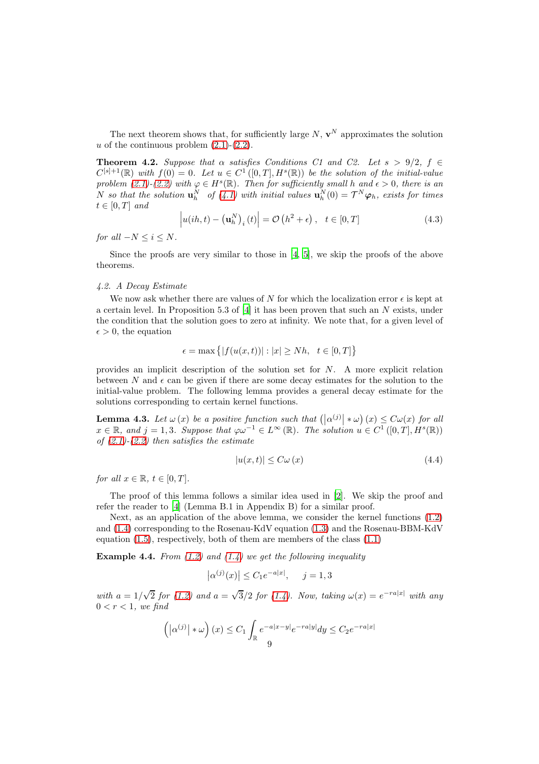The next theorem shows that, for sufficiently large $N$, $\mathbf{v}^N$ approximates the solution $u$ of the continuous problem (2.1)-(2.2).

**Theorem 4.2.** *Suppose that $\alpha$ satisfies Conditions C1 and C2. Let $s > 9/2$, $f \in C^{[s]+1}(\mathbb{R})$ with $f(0) = 0$. Let $u \in C^1([0,T], H^s(\mathbb{R}))$ be the solution of the initial-value problem (2.1)-(2.2) with $\varphi \in H^s(\mathbb{R})$. Then for sufficiently small $h$ and $\epsilon > 0$, there is an $N$ so that the solution $\mathbf{u}_h^N$ of (4.1) with initial values $\mathbf{u}_h^N(0) = \mathcal{T}^N \varphi_h$, exists for times $t \in [0,T]$ and*

$$\left| u(ih,t) - \left(\mathbf{u}_h^N\right)_i(t) \right| = \mathcal{O}\left(h^2 + \epsilon\right), \quad t \in [0,T] \tag{4.3}$$

*for all $-N \le i \le N$.*

Since the proofs are very similar to those in [4, 5], we skip the proofs of the above theorems.

*4.2. A Decay Estimate*

We now ask whether there are values of $N$ for which the localization error $\epsilon$ is kept at a certain level. In Proposition 5.3 of [4] it has been proven that such an $N$ exists, under the condition that the solution goes to zero at infinity. We note that, for a given level of $\epsilon > 0$, the equation

$$\epsilon = \max\left\{ |f(u(x,t))| : |x| \ge Nh, \quad t \in [0,T] \right\}$$

provides an implicit description of the solution set for $N$. A more explicit relation between $N$ and $\epsilon$ can be given if there are some decay estimates for the solution to the initial-value problem. The following lemma provides a general decay estimate for the solutions corresponding to certain kernel functions.

**Lemma 4.3.** *Let $\omega(x)$ be a positive function such that $\left( \left|\alpha^{(j)}\right| * \omega \right)(x) \le C\omega(x)$ for all $x \in \mathbb{R}$, and $j = 1, 3$. Suppose that $\varphi\omega^{-1} \in L^\infty(\mathbb{R})$. The solution $u \in C^1([0,T], H^s(\mathbb{R}))$ of (2.1)-(2.2) then satisfies the estimate*

$$|u(x,t)| \le C\omega(x) \tag{4.4}$$

*for all $x \in \mathbb{R}$, $t \in [0,T]$.*

The proof of this lemma follows a similar idea used in [2]. We skip the proof and refer the reader to [4] (Lemma B.1 in Appendix B) for a similar proof.

Next, as an application of the above lemma, we consider the kernel functions (1.2) and (1.4) corresponding to the Rosenau-KdV equation (1.3) and the Rosenau-BBM-KdV equation (1.5), respectively, both of them are members of the class (1.1)

**Example 4.4.** *From (1.2) and (1.4) we get the following inequality*

$$\left|\alpha^{(j)}(x)\right| \le C_1 e^{-a|x|}, \quad j = 1, 3$$

*with $a = 1/\sqrt{2}$ for (1.2) and $a = \sqrt{3}/2$ for (1.4). Now, taking $\omega(x) = e^{-ra|x|}$ with any $0 < r < 1$, we find*

$$\left( \left|\alpha^{(j)}\right| * \omega \right)(x) \le C_1 \int_{\mathbb{R}} e^{-a|x-y|} e^{-ra|y|} dy \le C_2 e^{-ra|x|}$$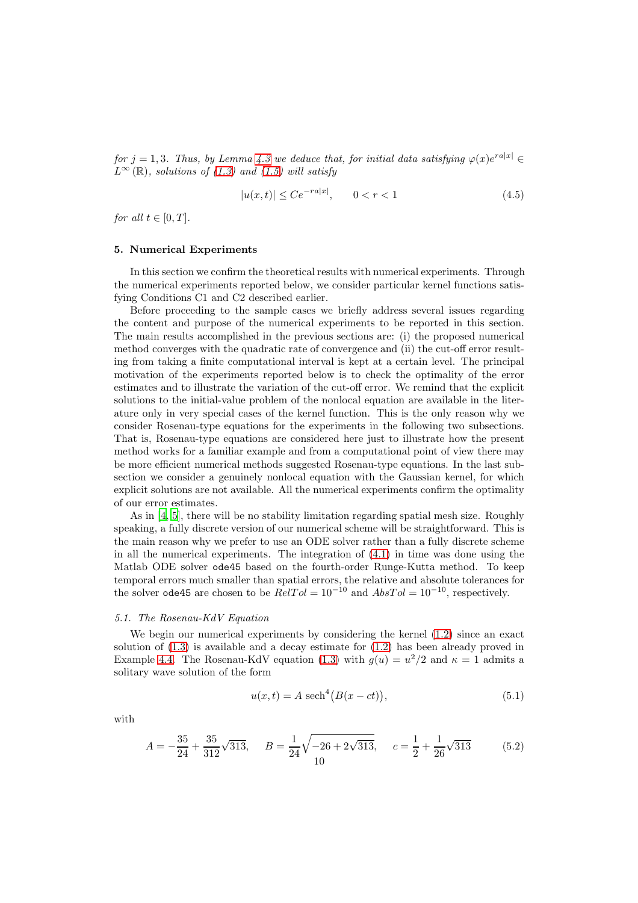*for $j = 1, 3$. Thus, by Lemma 4.3 we deduce that, for initial data satisfying $\varphi(x)e^{ra|x|} \in L^\infty(\mathbb{R})$, solutions of (1.3) and (1.5) will satisfy*

$$|u(x,t)| \le Ce^{-ra|x|}, \qquad 0 < r < 1 \tag{4.5}$$

*for all $t \in [0,T]$.*

## 5. Numerical Experiments

In this section we confirm the theoretical results with numerical experiments. Through the numerical experiments reported below, we consider particular kernel functions satisfying Conditions C1 and C2 described earlier.

Before proceeding to the sample cases we briefly address several issues regarding the content and purpose of the numerical experiments to be reported in this section. The main results accomplished in the previous sections are: (i) the proposed numerical method converges with the quadratic rate of convergence and (ii) the cut-off error resulting from taking a finite computational interval is kept at a certain level. The principal motivation of the experiments reported below is to check the optimality of the error estimates and to illustrate the variation of the cut-off error. We remind that the explicit solutions to the initial-value problem of the nonlocal equation are available in the literature only in very special cases of the kernel function. This is the only reason why we consider Rosenau-type equations for the experiments in the following two subsections. That is, Rosenau-type equations are considered here just to illustrate how the present method works for a familiar example and from a computational point of view there may be more efficient numerical methods suggested Rosenau-type equations. In the last subsection we consider a genuinely nonlocal equation with the Gaussian kernel, for which explicit solutions are not available. All the numerical experiments confirm the optimality of our error estimates.

As in [4, 5], there will be no stability limitation regarding spatial mesh size. Roughly speaking, a fully discrete version of our numerical scheme will be straightforward. This is the main reason why we prefer to use an ODE solver rather than a fully discrete scheme in all the numerical experiments. The integration of (4.1) in time was done using the Matlab ODE solver `ode45` based on the fourth-order Runge-Kutta method. To keep temporal errors much smaller than spatial errors, the relative and absolute tolerances for the solver `ode45` are chosen to be $RelTol = 10^{-10}$ and $AbsTol = 10^{-10}$, respectively.

### 5.1. The Rosenau-KdV Equation

We begin our numerical experiments by considering the kernel (1.2) since an exact solution of (1.3) is available and a decay estimate for (1.2) has been already proved in Example 4.4. The Rosenau-KdV equation (1.3) with $g(u) = u^2/2$ and $\kappa = 1$ admits a solitary wave solution of the form

$$u(x,t) = A\ \mathrm{sech}^4\big(B(x-ct)\big), \tag{5.1}$$

with

$$A = -\frac{35}{24} + \frac{35}{312}\sqrt{313}, \qquad B = \frac{1}{24}\sqrt{-26 + 2\sqrt{313}}, \qquad c = \frac{1}{2} + \frac{1}{26}\sqrt{313} \tag{5.2}$$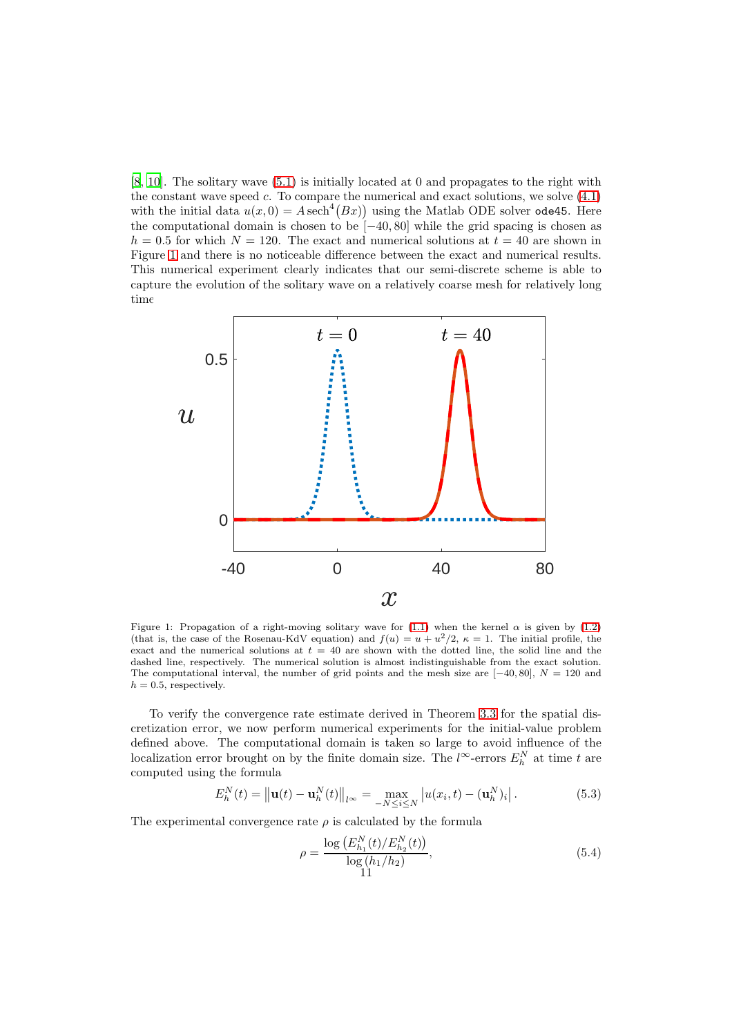[8, 10]. The solitary wave (5.1) is initially located at 0 and propagates to the right with the constant wave speed $c$. To compare the numerical and exact solutions, we solve (4.1) with the initial data $u(x,0) = A\,\mathrm{sech}^4(Bx)$ using the Matlab ODE solver `ode45`. Here the computational domain is chosen to be $[-40, 80]$ while the grid spacing is chosen as $h = 0.5$ for which $N = 120$. The exact and numerical solutions at $t = 40$ are shown in Figure 1 and there is no noticeable difference between the exact and numerical results. This numerical experiment clearly indicates that our semi-discrete scheme is able to capture the evolution of the solitary wave on a relatively coarse mesh for relatively long time

$t = 0$

$t = 40$

0.5

$u$

0

-40

0

40

80

$x$

Figure 1: Propagation of a right-moving solitary wave for (1.1) when the kernel $\alpha$ is given by (1.2) (that is, the case of the Rosenau-KdV equation) and $f(u) = u + u^2/2$, $\kappa = 1$. The initial profile, the exact and the numerical solutions at $t = 40$ are shown with the dotted line, the solid line and the dashed line, respectively. The numerical solution is almost indistinguishable from the exact solution. The computational interval, the number of grid points and the mesh size are $[-40, 80]$, $N = 120$ and $h = 0.5$, respectively.

To verify the convergence rate estimate derived in Theorem 3.3 for the spatial discretization error, we now perform numerical experiments for the initial-value problem defined above. The computational domain is taken so large to avoid influence of the localization error brought on by the finite domain size. The $l^\infty$-errors $E_h^N$ at time $t$ are computed using the formula

$$E_h^N(t) = \left\|\mathbf{u}(t) - \mathbf{u}_h^N(t)\right\|_{l^\infty} = \max_{-N \le i \le N} \left|u(x_i, t) - (\mathbf{u}_h^N)_i\right|. \tag{5.3}$$

The experimental convergence rate $\rho$ is calculated by the formula

$$\rho = \frac{\log\left(E_{h_1}^N(t)/E_{h_2}^N(t)\right)}{\log\left(h_1/h_2\right)}, \tag{5.4}$$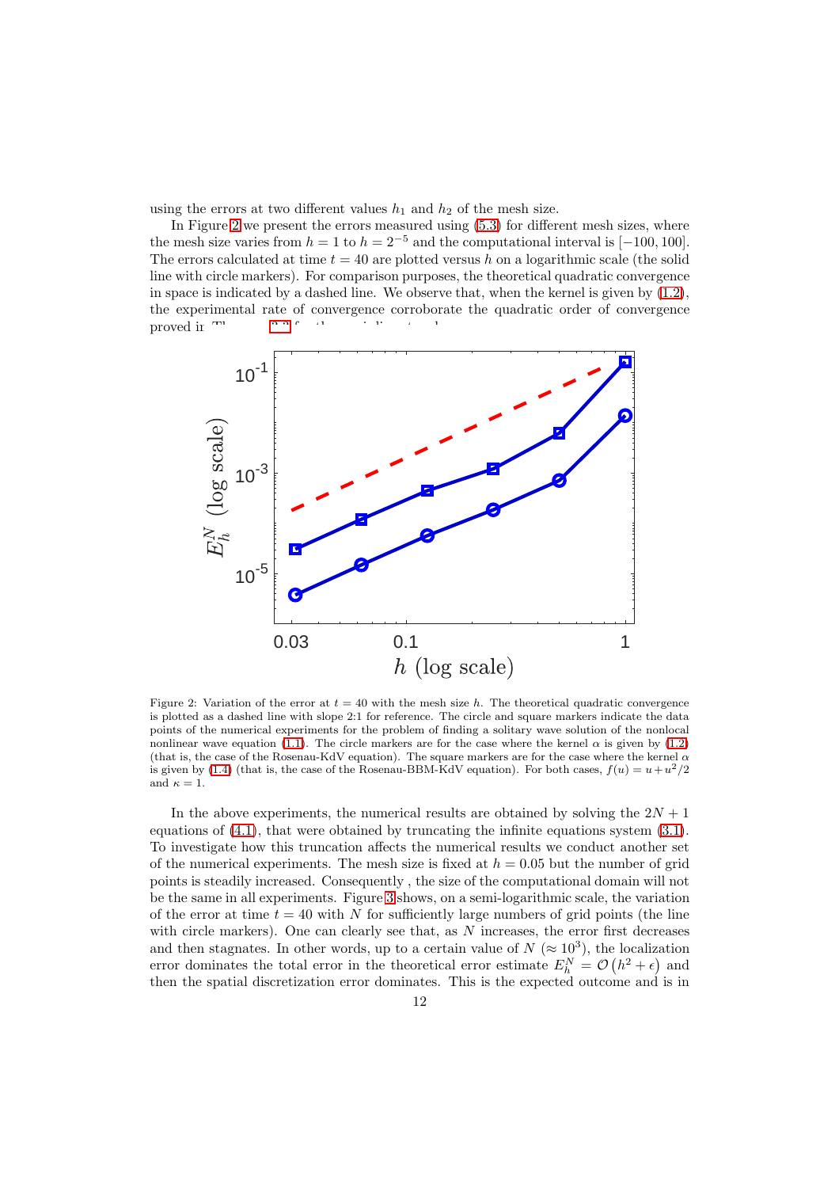using the errors at two different values $h_1$ and $h_2$ of the mesh size.

In Figure 2 we present the errors measured using (5.3) for different mesh sizes, where the mesh size varies from $h = 1$ to $h = 2^{-5}$ and the computational interval is $[-100, 100]$. The errors calculated at time $t = 40$ are plotted versus $h$ on a logarithmic scale (the solid line with circle markers). For comparison purposes, the theoretical quadratic convergence in space is indicated by a dashed line. We observe that, when the kernel is given by (1.2), the experimental rate of convergence corroborate the quadratic order of convergence proved in Theorem 3.3 for the periodic setting. 

$10^{-1}$

$10^{-3}$

$10^{-5}$

$E_h^N$ (log scale)

0.03

0.1

1

$h$ (log scale)

Figure 2: Variation of the error at $t = 40$ with the mesh size $h$. The theoretical quadratic convergence is plotted as a dashed line with slope 2:1 for reference. The circle and square markers indicate the data points of the numerical experiments for the problem of finding a solitary wave solution of the nonlocal nonlinear wave equation (1.1). The circle markers are for the case where the kernel $\alpha$ is given by (1.2) (that is, the case of the Rosenau-KdV equation). The square markers are for the case where the kernel $\alpha$ is given by (1.4) (that is, the case of the Rosenau-BBM-KdV equation). For both cases, $f(u) = u + u^2/2$ and $\kappa = 1$.

In the above experiments, the numerical results are obtained by solving the $2N + 1$ equations of (4.1), that were obtained by truncating the infinite equations system (3.1). To investigate how this truncation affects the numerical results we conduct another set of the numerical experiments. The mesh size is fixed at $h = 0.05$ but the number of grid points is steadily increased. Consequently , the size of the computational domain will not be the same in all experiments. Figure 3 shows, on a semi-logarithmic scale, the variation of the error at time $t = 40$ with $N$ for sufficiently large numbers of grid points (the line with circle markers). One can clearly see that, as $N$ increases, the error first decreases and then stagnates. In other words, up to a certain value of $N$ ($\approx 10^3$), the localization error dominates the total error in the theoretical error estimate $E_h^N = \mathcal{O}\left(h^2 + \epsilon\right)$ and then the spatial discretization error dominates. This is the expected outcome and is in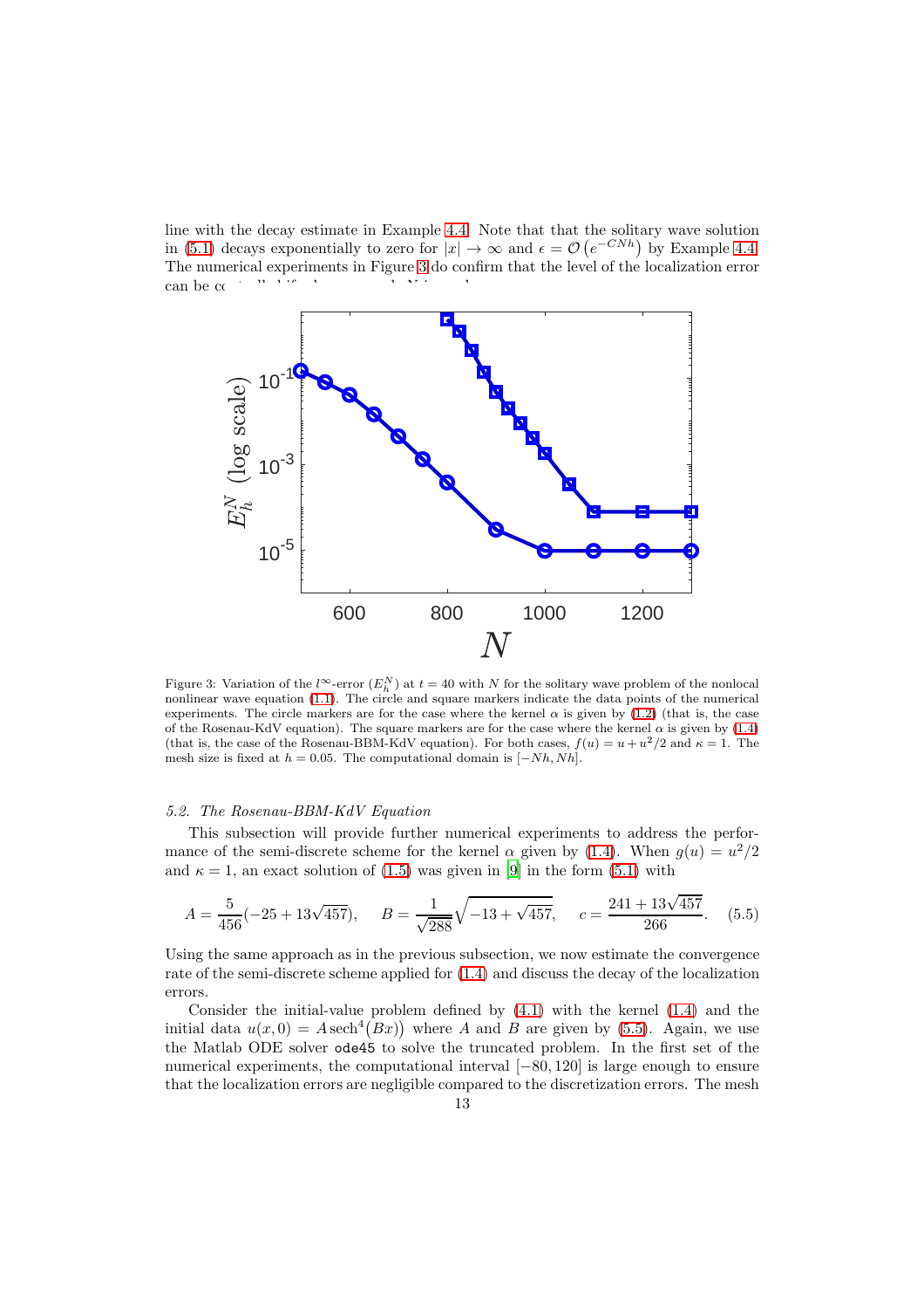line with the decay estimate in Example 4.4. Note that that the solitary wave solution in (5.1) decays exponentially to zero for $|x| \to \infty$ and $\epsilon = \mathcal{O}\left(e^{-CNh}\right)$ by Example 4.4. The numerical experiments in Figure 3 do confirm that the level of the localization error can be c

$E_h^N$ (log scale)

$10^{-1}$

$10^{-3}$

$10^{-5}$

600

800

1000

1200

$N$

Figure 3: Variation of the $l^\infty$-error ($E_h^N$) at $t = 40$ with $N$ for the solitary wave problem of the nonlocal nonlinear wave equation (1.1). The circle and square markers indicate the data points of the numerical experiments. The circle markers are for the case where the kernel $\alpha$ is given by (1.2) (that is, the case of the Rosenau-KdV equation). The square markers are for the case where the kernel $\alpha$ is given by (1.4) (that is, the case of the Rosenau-BBM-KdV equation). For both cases, $f(u) = u + u^2/2$ and $\kappa = 1$. The mesh size is fixed at $h = 0.05$. The computational domain is $[-Nh, Nh]$.

### 5.2. The Rosenau-BBM-KdV Equation

This subsection will provide further numerical experiments to address the performance of the semi-discrete scheme for the kernel $\alpha$ given by (1.4). When $g(u) = u^2/2$ and $\kappa = 1$, an exact solution of (1.5) was given in [9] in the form (5.1) with

$$A = \frac{5}{456}(-25 + 13\sqrt{457}), \qquad B = \frac{1}{\sqrt{288}}\sqrt{-13 + \sqrt{457}}, \qquad c = \frac{241 + 13\sqrt{457}}{266}. \tag{5.5}$$

Using the same approach as in the previous subsection, we now estimate the convergence rate of the semi-discrete scheme applied for (1.4) and discuss the decay of the localization errors.

Consider the initial-value problem defined by (4.1) with the kernel (1.4) and the initial data $u(x, 0) = A\,\text{sech}^4(Bx))$ where $A$ and $B$ are given by (5.5). Again, we use the Matlab ODE solver `ode45` to solve the truncated problem. In the first set of the numerical experiments, the computational interval $[-80, 120]$ is large enough to ensure that the localization errors are negligible compared to the discretization errors. The mesh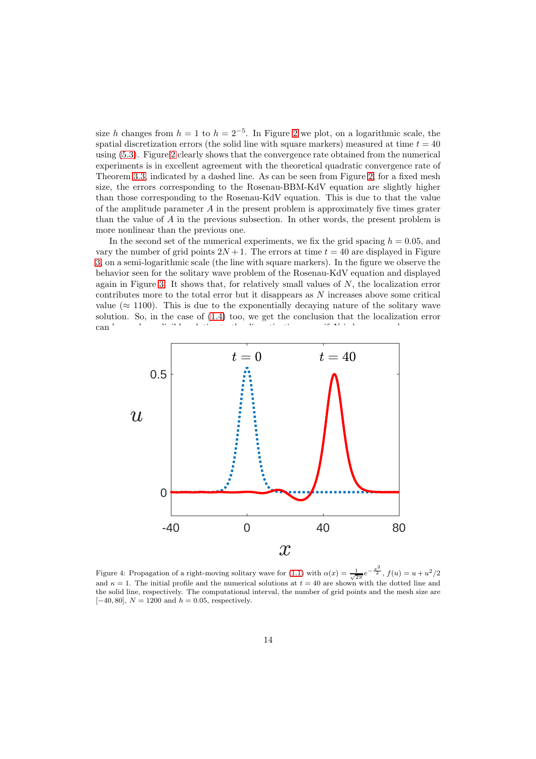size $h$ changes from $h = 1$ to $h = 2^{-5}$. In Figure 2 we plot, on a logarithmic scale, the spatial discretization errors (the solid line with square markers) measured at time $t = 40$ using (5.3). Figure 2 clearly shows that the convergence rate obtained from the numerical experiments is in excellent agreement with the theoretical quadratic convergence rate of Theorem 3.3, indicated by a dashed line. As can be seen from Figure 2, for a fixed mesh size, the errors corresponding to the Rosenau-BBM-KdV equation are slightly higher than those corresponding to the Rosenau-KdV equation. This is due to that the value of the amplitude parameter $A$ in the present problem is approximately five times grater than the value of $A$ in the previous subsection. In other words, the present problem is more nonlinear than the previous one.

In the second set of the numerical experiments, we fix the grid spacing $h = 0.05$, and vary the number of grid points $2N + 1$. The errors at time $t = 40$ are displayed in Figure 3, on a semi-logarithmic scale (the line with square markers). In the figure we observe the behavior seen for the solitary wave problem of the Rosenau-KdV equation and displayed again in Figure 3. It shows that, for relatively small values of $N$, the localization error contributes more to the total error but it disappears as $N$ increases above some critical value ($\approx 1100$). This is due to the exponentially decaying nature of the solitary wave solution. So, in the case of (1.4) too, we get the conclusion that the localization error can be made negligible relative to the discretization error if N is large enough.

$t = 0$

$t = 40$

0.5

$u$

0

-40

0

40

80

$x$

Figure 4: Propagation of a right-moving solitary wave for (1.1) with $\alpha(x) = \frac{1}{\sqrt{2\pi}} e^{-\frac{x^2}{2}}$, $f(u) = u + u^2/2$ and $\kappa = 1$. The initial profile and the numerical solutions at $t = 40$ are shown with the dotted line and the solid line, respectively. The computational interval, the number of grid points and the mesh size are $[-40, 80]$, $N = 1200$ and $h = 0.05$, respectively.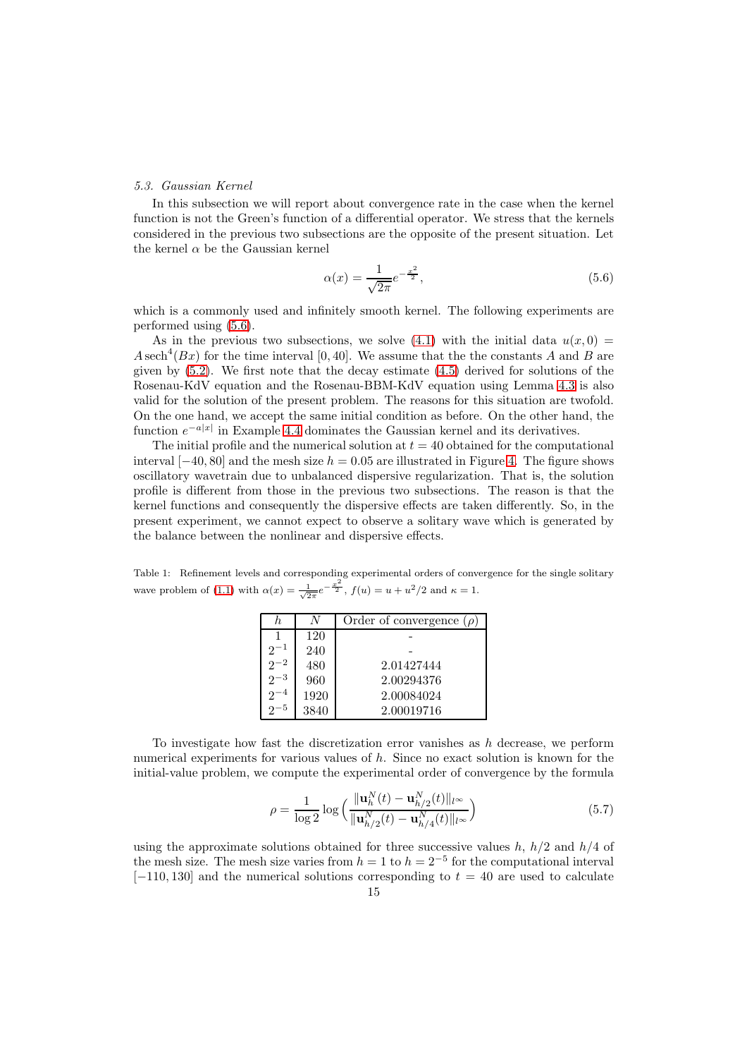### 5.3. Gaussian Kernel

In this subsection we will report about convergence rate in the case when the kernel function is not the Green's function of a differential operator. We stress that the kernels considered in the previous two subsections are the opposite of the present situation. Let the kernel $\alpha$ be the Gaussian kernel

$$\alpha(x) = \frac{1}{\sqrt{2\pi}} e^{-\frac{x^2}{2}}, \tag{5.6}$$

which is a commonly used and infinitely smooth kernel. The following experiments are performed using (5.6).

As in the previous two subsections, we solve (4.1) with the initial data $u(x,0) = A\,\mathrm{sech}^4(Bx)$ for the time interval $[0,40]$. We assume that the the constants $A$ and $B$ are given by (5.2). We first note that the decay estimate (4.5) derived for solutions of the Rosenau-KdV equation and the Rosenau-BBM-KdV equation using Lemma 4.3 is also valid for the solution of the present problem. The reasons for this situation are twofold. On the one hand, we accept the same initial condition as before. On the other hand, the function $e^{-a|x|}$ in Example 4.4 dominates the Gaussian kernel and its derivatives.

The initial profile and the numerical solution at $t = 40$ obtained for the computational interval $[-40, 80]$ and the mesh size $h = 0.05$ are illustrated in Figure 4. The figure shows oscillatory wavetrain due to unbalanced dispersive regularization. That is, the solution profile is different from those in the previous two subsections. The reason is that the kernel functions and consequently the dispersive effects are taken differently. So, in the present experiment, we cannot expect to observe a solitary wave which is generated by the balance between the nonlinear and dispersive effects.

Table 1: Refinement levels and corresponding experimental orders of convergence for the single solitary wave problem of (1.1) with $\alpha(x) = \frac{1}{\sqrt{2\pi}} e^{-\frac{x^2}{2}}$, $f(u) = u + u^2/2$ and $\kappa = 1$.

| $h$ | $N$ | Order of convergence ($\rho$) |
|---|---|---|
| 1 | 120 | - |
| $2^{-1}$ | 240 | - |
| $2^{-2}$ | 480 | 2.01427444 |
| $2^{-3}$ | 960 | 2.00294376 |
| $2^{-4}$ | 1920 | 2.00084024 |
| $2^{-5}$ | 3840 | 2.00019716 |

To investigate how fast the discretization error vanishes as $h$ decrease, we perform numerical experiments for various values of $h$. Since no exact solution is known for the initial-value problem, we compute the experimental order of convergence by the formula

$$\rho = \frac{1}{\log 2} \log\Big( \frac{\|\mathbf{u}_h^N(t) - \mathbf{u}_{h/2}^N(t)\|_{l^\infty}}{\|\mathbf{u}_{h/2}^N(t) - \mathbf{u}_{h/4}^N(t)\|_{l^\infty}} \Big) \tag{5.7}$$

using the approximate solutions obtained for three successive values $h$, $h/2$ and $h/4$ of the mesh size. The mesh size varies from $h = 1$ to $h = 2^{-5}$ for the computational interval $[-110, 130]$ and the numerical solutions corresponding to $t = 40$ are used to calculate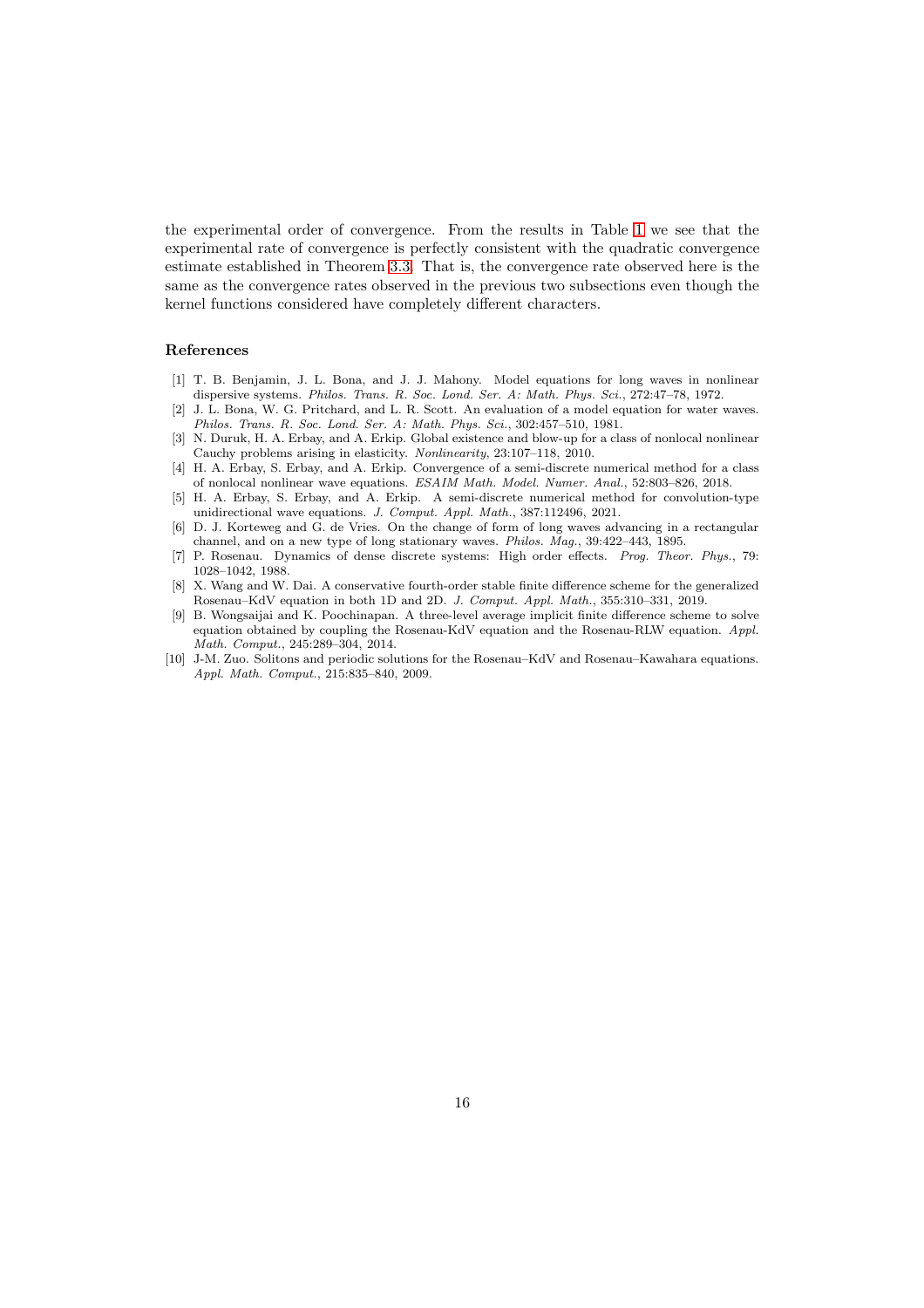the experimental order of convergence. From the results in Table 1 we see that the experimental rate of convergence is perfectly consistent with the quadratic convergence estimate established in Theorem 3.3. That is, the convergence rate observed here is the same as the convergence rates observed in the previous two subsections even though the kernel functions considered have completely different characters.

## References

[1] T. B. Benjamin, J. L. Bona, and J. J. Mahony. Model equations for long waves in nonlinear dispersive systems. *Philos. Trans. R. Soc. Lond. Ser. A: Math. Phys. Sci.*, 272:47–78, 1972.

[2] J. L. Bona, W. G. Pritchard, and L. R. Scott. An evaluation of a model equation for water waves. *Philos. Trans. R. Soc. Lond. Ser. A: Math. Phys. Sci.*, 302:457–510, 1981.

[3] N. Duruk, H. A. Erbay, and A. Erkip. Global existence and blow-up for a class of nonlocal nonlinear Cauchy problems arising in elasticity. *Nonlinearity*, 23:107–118, 2010.

[4] H. A. Erbay, S. Erbay, and A. Erkip. Convergence of a semi-discrete numerical method for a class of nonlocal nonlinear wave equations. *ESAIM Math. Model. Numer. Anal.*, 52:803–826, 2018.

[5] H. A. Erbay, S. Erbay, and A. Erkip. A semi-discrete numerical method for convolution-type unidirectional wave equations. *J. Comput. Appl. Math.*, 387:112496, 2021.

[6] D. J. Korteweg and G. de Vries. On the change of form of long waves advancing in a rectangular channel, and on a new type of long stationary waves. *Philos. Mag.*, 39:422–443, 1895.

[7] P. Rosenau. Dynamics of dense discrete systems: High order effects. *Prog. Theor. Phys.*, 79: 1028–1042, 1988.

[8] X. Wang and W. Dai. A conservative fourth-order stable finite difference scheme for the generalized Rosenau–KdV equation in both 1D and 2D. *J. Comput. Appl. Math.*, 355:310–331, 2019.

[9] B. Wongsaijai and K. Poochinapan. A three-level average implicit finite difference scheme to solve equation obtained by coupling the Rosenau-KdV equation and the Rosenau-RLW equation. *Appl. Math. Comput.*, 245:289–304, 2014.

[10] J-M. Zuo. Solitons and periodic solutions for the Rosenau–KdV and Rosenau–Kawahara equations. *Appl. Math. Comput.*, 215:835–840, 2009.